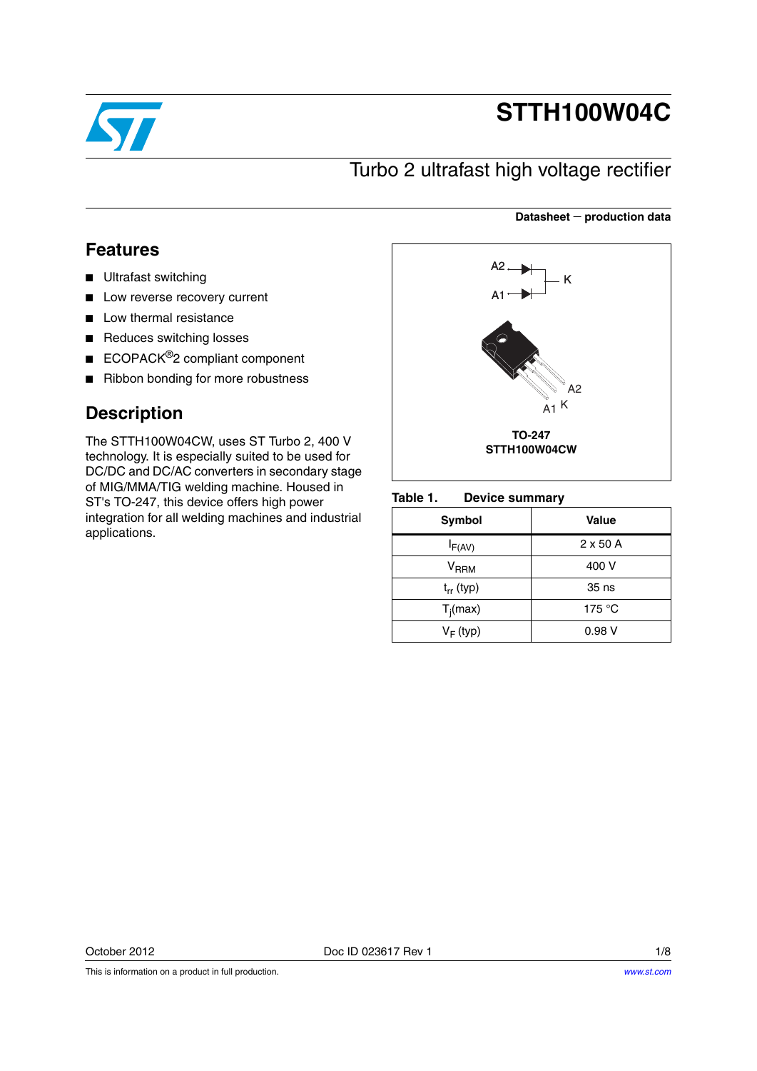# STTH100W04C

## Turbo 2 ultrafast high voltage rectifier

**Datasheet — production data**

## Features

- Ultrafast switching
- Low reverse recovery current
- Low thermal resistance
- Reduces switching losses
- ECOPACK®2 compliant component
- Ribbon bonding for more robustness

## Description

The STTH100W04CW, uses ST Turbo 2, 400 V technology. It is especially suited to be used for DC/DC and DC/AC converters in secondary stage of MIG/MMA/TIG welding machine. Housed in ST's TO-247, this device offers high power integration for all welding machines and industrial applications.

A2 K A1

A2 A1 K

**TO-247**
**STTH100W04CW**

**Table 1. Device summary**

| Symbol | Value |
|---|---|
| $I_{F(AV)}$ | 2 x 50 A |
| $V_{RRM}$ | 400 V |
| $t_{rr}$ (typ) | 35 ns |
| $T_j$(max) | 175 °C |
| $V_F$ (typ) | 0.98 V |

October 2012 Doc ID 023617 Rev 1

This is information on a product in full production.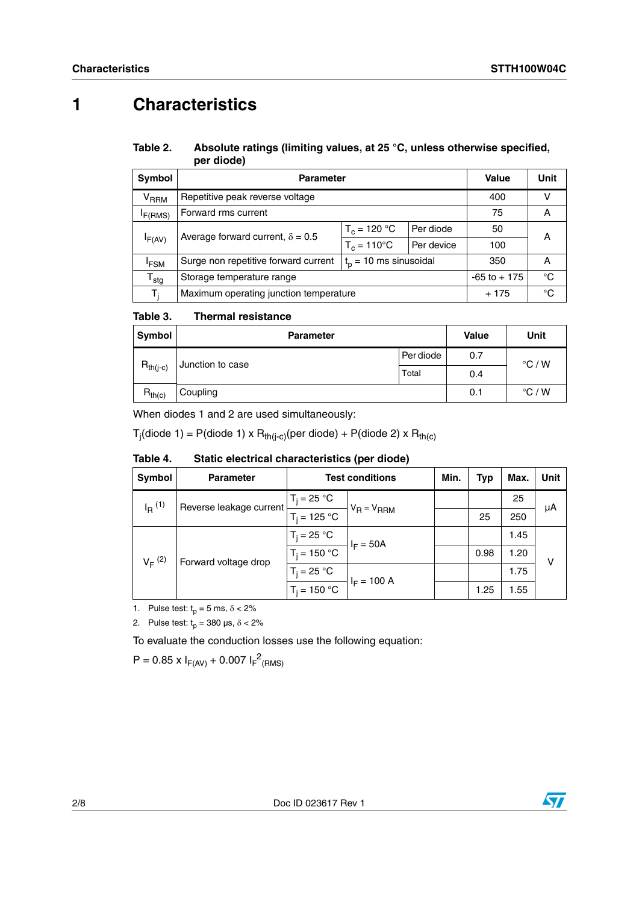# 1 Characteristics

**Table 2. Absolute ratings (limiting values, at 25 °C, unless otherwise specified, per diode)**

| Symbol | Parameter | | | Value | Unit |
|---|---|---|---|---|---|
| $V_{RRM}$ | Repetitive peak reverse voltage | | | 400 | V |
| $I_{F(RMS)}$ | Forward rms current | | | 75 | A |
| $I_{F(AV)}$ | Average forward current, $\delta = 0.5$ | $T_c = 120$ °C | Per diode | 50 | A |
| | | $T_c = 110$°C | Per device | 100 | |
| $I_{FSM}$ | Surge non repetitive forward current | $t_p = 10$ ms sinusoidal | | 350 | A |
| $T_{stg}$ | Storage temperature range | | | -65 to + 175 | °C |
| $T_j$ | Maximum operating junction temperature | | | + 175 | °C |

**Table 3. Thermal resistance**

| Symbol | Parameter | | Value | Unit |
|---|---|---|---|---|
| $R_{th(j-c)}$ | Junction to case | Per diode | 0.7 | °C / W |
| | | Total | 0.4 | |
| $R_{th(c)}$ | Coupling | | 0.1 | °C / W |

When diodes 1 and 2 are used simultaneously:

$T_j$(diode 1) = P(diode 1) x $R_{th(j-c)}$(per diode) + P(diode 2) x $R_{th(c)}$

**Table 4. Static electrical characteristics (per diode)**

| Symbol | Parameter | Test conditions | | Min. | Typ | Max. | Unit |
|---|---|---|---|---|---|---|---|
| $I_R$ [(1)] | Reverse leakage current | $T_j = 25$ °C | $V_R = V_{RRM}$ | | | 25 | µA |
| | | $T_j = 125$ °C | | | 25 | 250 | |
| $V_F$ [(2)] | Forward voltage drop | $T_j = 25$ °C | $I_F = 50A$ | | | 1.45 | V |
| | | $T_j = 150$ °C | | | 0.98 | 1.20 | |
| | | $T_j = 25$ °C | $I_F = 100$ A | | | 1.75 | |
| | | $T_j = 150$ °C | | | 1.25 | 1.55 | |

1. Pulse test: $t_p = 5$ ms, $\delta < 2\%$
2. Pulse test: $t_p = 380$ µs, $\delta < 2\%$

To evaluate the conduction losses use the following equation:

$P = 0.85 \times I_{F(AV)} + 0.007\ I_F{}^2{}_{(RMS)}$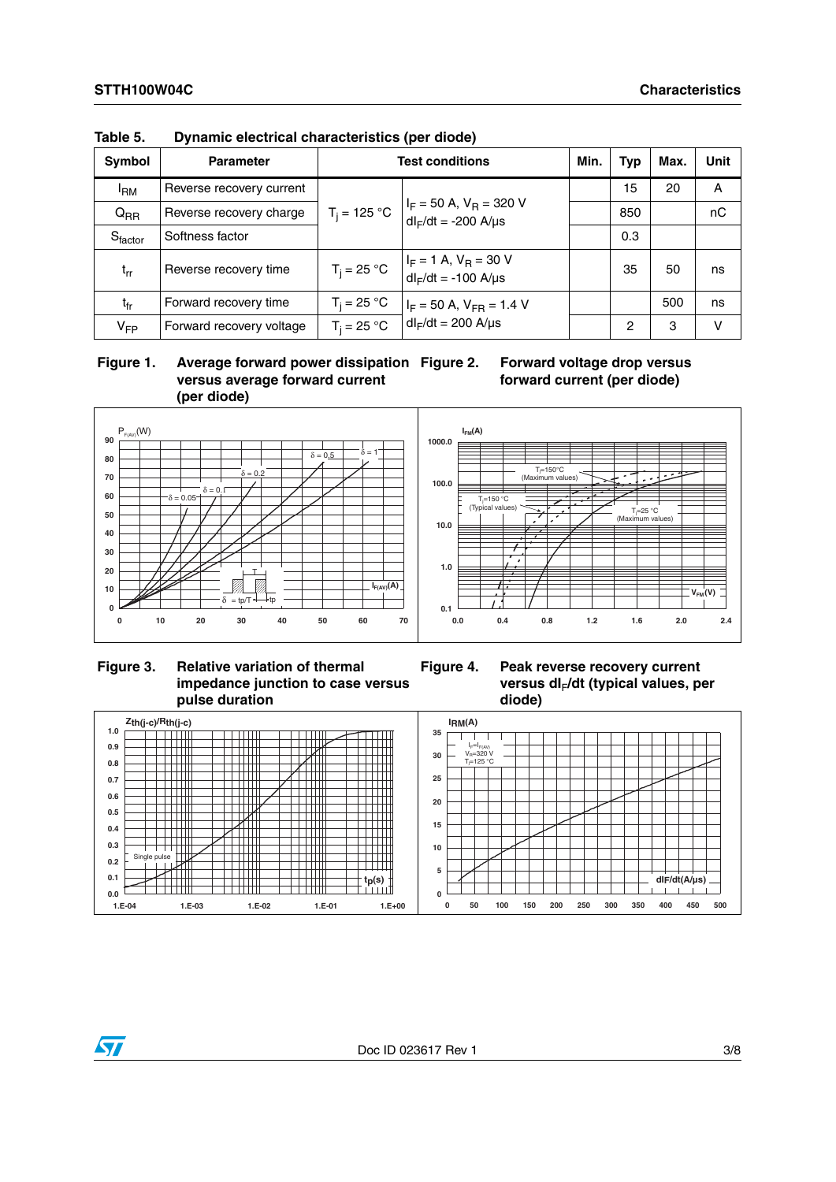Table 5. Dynamic electrical characteristics (per diode)

| Symbol | Parameter | Test conditions | | Min. | Typ | Max. | Unit |
|---|---|---|---|---|---|---|---|
| $I_{RM}$ | Reverse recovery current | $T_j$ = 125 °C | $I_F$ = 50 A, $V_R$ = 320 V $dI_F/dt$ = -200 A/µs | | 15 | 20 | A |
| $Q_{RR}$ | Reverse recovery charge | | | | 850 | | nC |
| $S_{factor}$ | Softness factor | | | | 0.3 | | |
| $t_{rr}$ | Reverse recovery time | $T_j$ = 25 °C | $I_F$ = 1 A, $V_R$ = 30 V $dI_F/dt$ = -100 A/µs | | 35 | 50 | ns |
| $t_{fr}$ | Forward recovery time | $T_j$ = 25 °C | $I_F$ = 50 A, $V_{FR}$ = 1.4 V $dI_F/dt$ = 200 A/µs | | | 500 | ns |
| $V_{FP}$ | Forward recovery voltage | $T_j$ = 25 °C | | | 2 | 3 | V |

Figure 1. Average forward power dissipation versus average forward current (per diode)

Figure 2. Forward voltage drop versus forward current (per diode)

Figure 3. Relative variation of thermal impedance junction to case versus pulse duration

Figure 4. Peak reverse recovery current versus $dI_F/dt$ (typical values, per diode)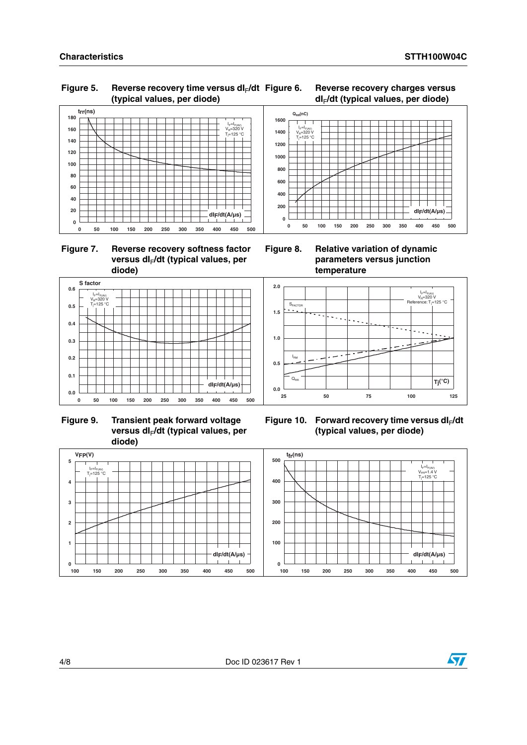**Figure 5. Reverse recovery time versus $dI_F/dt$ (typical values, per diode)**

**Figure 6. Reverse recovery charges versus $dI_F/dt$ (typical values, per diode)**

**Figure 7. Reverse recovery softness factor versus $dI_F/dt$ (typical values, per diode)**

**Figure 8. Relative variation of dynamic parameters versus junction temperature**

**Figure 9. Transient peak forward voltage versus $dI_F/dt$ (typical values, per diode)**

**Figure 10. Forward recovery time versus $dI_F/dt$ (typical values, per diode)**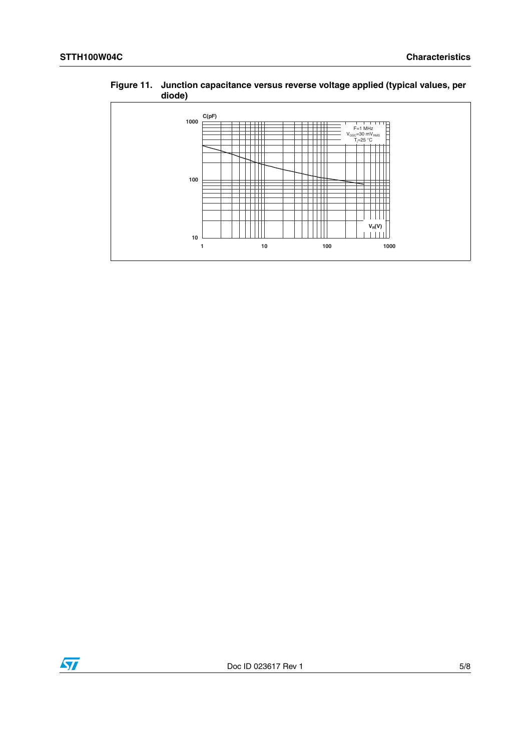**Figure 11. Junction capacitance versus reverse voltage applied (typical values, per diode)**

C(pF)

1000

100

10

1 10 100 1000

F=1 MHz
$V_{OSC}$=30 $mV_{RMS}$
$T_j$=25 °C

$V_R$(V)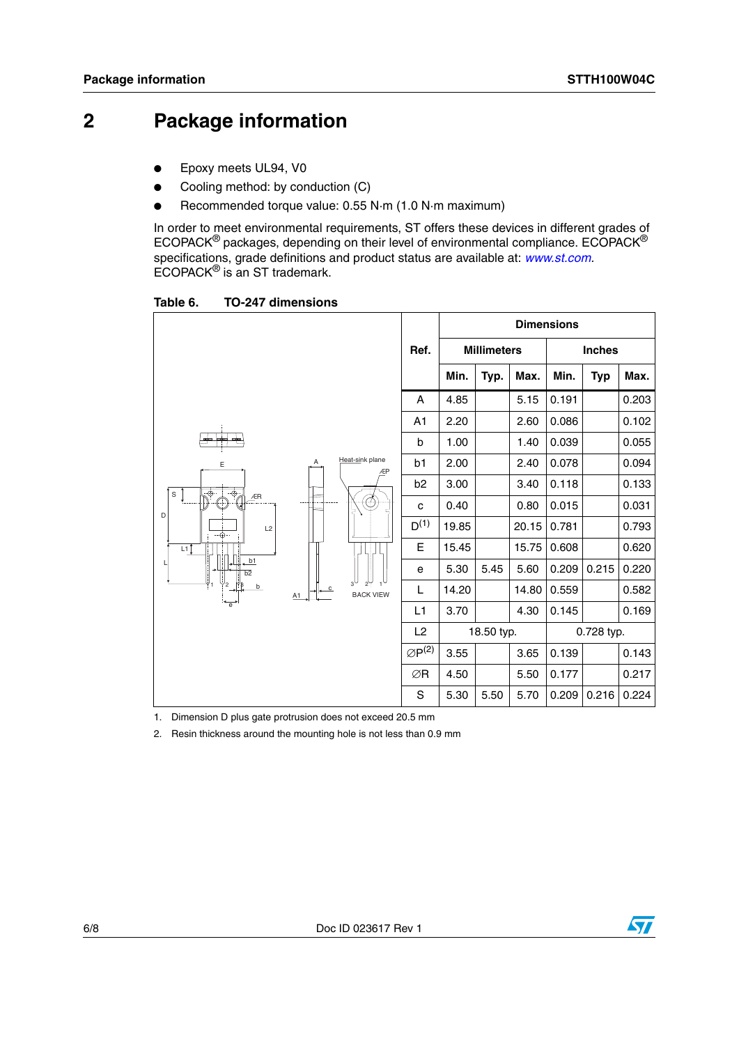# 2 Package information

- Epoxy meets UL94, V0
- Cooling method: by conduction (C)
- Recommended torque value: 0.55 N·m (1.0 N·m maximum)

In order to meet environmental requirements, ST offers these devices in different grades of ECOPACK® packages, depending on their level of environmental compliance. ECOPACK® specifications, grade definitions and product status are available at: *www.st.com*. ECOPACK® is an ST trademark.

**Table 6. TO-247 dimensions**

| Ref. | Dimensions | | | | | |
|---|---|---|---|---|---|---|
| | Millimeters | | | Inches | | |
| | Min. | Typ. | Max. | Min. | Typ | Max. |
| A | 4.85 | | 5.15 | 0.191 | | 0.203 |
| A1 | 2.20 | | 2.60 | 0.086 | | 0.102 |
| b | 1.00 | | 1.40 | 0.039 | | 0.055 |
| b1 | 2.00 | | 2.40 | 0.078 | | 0.094 |
| b2 | 3.00 | | 3.40 | 0.118 | | 0.133 |
| c | 0.40 | | 0.80 | 0.015 | | 0.031 |
| D[1] | 19.85 | | 20.15 | 0.781 | | 0.793 |
| E | 15.45 | | 15.75 | 0.608 | | 0.620 |
| e | 5.30 | 5.45 | 5.60 | 0.209 | 0.215 | 0.220 |
| L | 14.20 | | 14.80 | 0.559 | | 0.582 |
| L1 | 3.70 | | 4.30 | 0.145 | | 0.169 |
| L2 | 18.50 typ. | | | 0.728 typ. | | |
| ∅P[2] | 3.55 | | 3.65 | 0.139 | | 0.143 |
| ∅R | 4.50 | | 5.50 | 0.177 | | 0.217 |
| S | 5.30 | 5.50 | 5.70 | 0.209 | 0.216 | 0.224 |

1. Dimension D plus gate protrusion does not exceed 20.5 mm
2. Resin thickness around the mounting hole is not less than 0.9 mm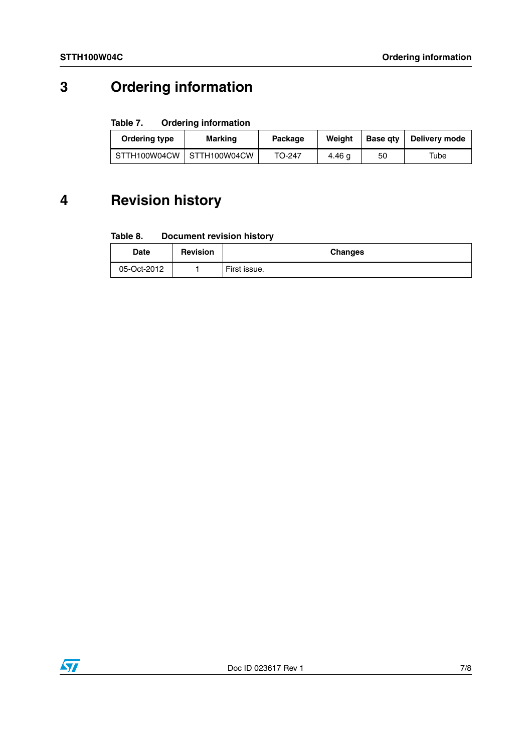# 3 Ordering information

**Table 7. Ordering information**

| Ordering type | Marking | Package | Weight | Base qty | Delivery mode |
|---|---|---|---|---|---|
| STTH100W04CW | STTH100W04CW | TO-247 | 4.46 g | 50 | Tube |

# 4 Revision history

**Table 8. Document revision history**

| Date | Revision | Changes |
|---|---|---|
| 05-Oct-2012 | 1 | First issue. |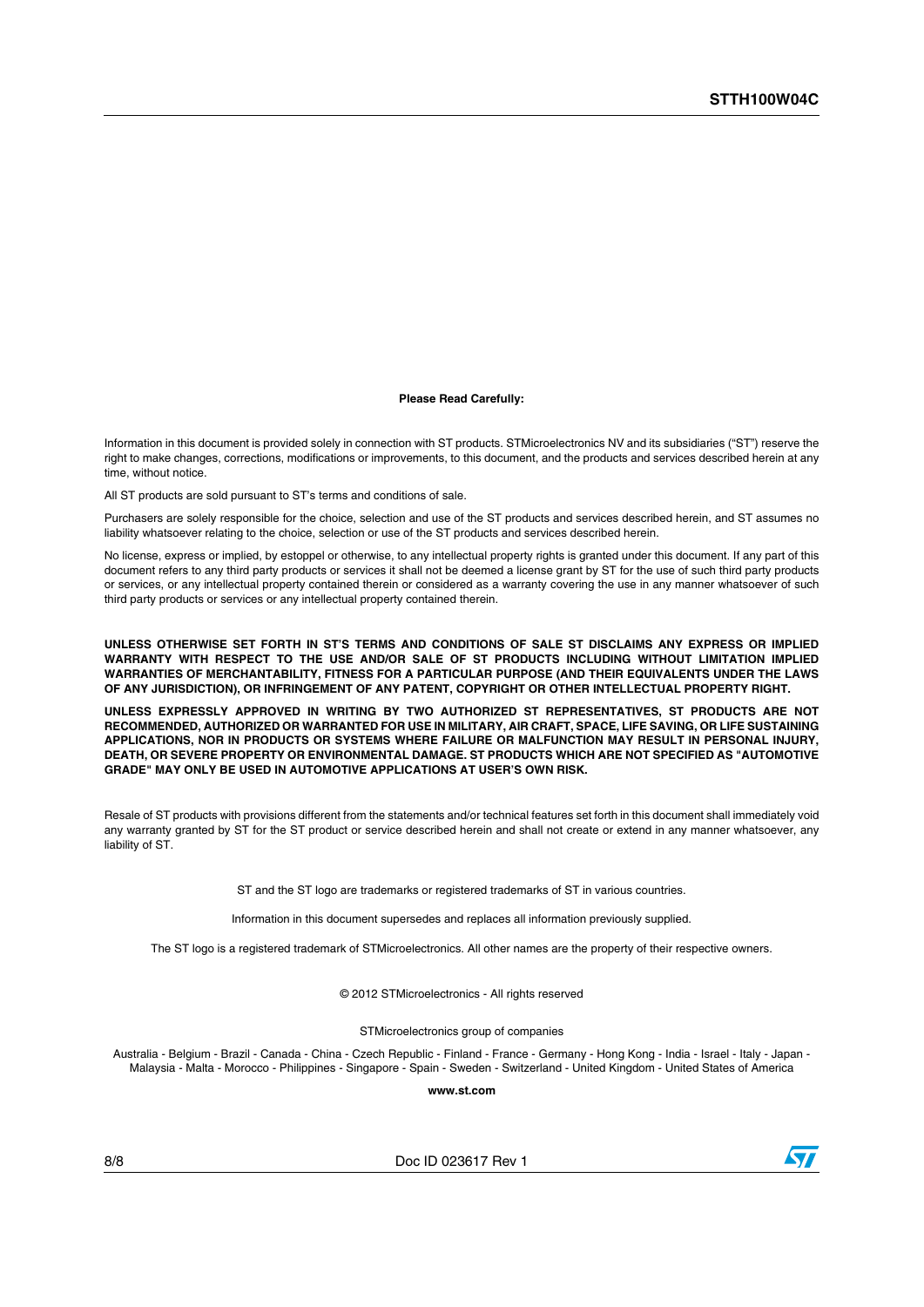**Please Read Carefully:**

Information in this document is provided solely in connection with ST products. STMicroelectronics NV and its subsidiaries (“ST”) reserve the right to make changes, corrections, modifications or improvements, to this document, and the products and services described herein at any time, without notice.

All ST products are sold pursuant to ST’s terms and conditions of sale.

Purchasers are solely responsible for the choice, selection and use of the ST products and services described herein, and ST assumes no liability whatsoever relating to the choice, selection or use of the ST products and services described herein.

No license, express or implied, by estoppel or otherwise, to any intellectual property rights is granted under this document. If any part of this document refers to any third party products or services it shall not be deemed a license grant by ST for the use of such third party products or services, or any intellectual property contained therein or considered as a warranty covering the use in any manner whatsoever of such third party products or services or any intellectual property contained therein.

**UNLESS OTHERWISE SET FORTH IN ST’S TERMS AND CONDITIONS OF SALE ST DISCLAIMS ANY EXPRESS OR IMPLIED WARRANTY WITH RESPECT TO THE USE AND/OR SALE OF ST PRODUCTS INCLUDING WITHOUT LIMITATION IMPLIED WARRANTIES OF MERCHANTABILITY, FITNESS FOR A PARTICULAR PURPOSE (AND THEIR EQUIVALENTS UNDER THE LAWS OF ANY JURISDICTION), OR INFRINGEMENT OF ANY PATENT, COPYRIGHT OR OTHER INTELLECTUAL PROPERTY RIGHT.**

**UNLESS EXPRESSLY APPROVED IN WRITING BY TWO AUTHORIZED ST REPRESENTATIVES, ST PRODUCTS ARE NOT RECOMMENDED, AUTHORIZED OR WARRANTED FOR USE IN MILITARY, AIR CRAFT, SPACE, LIFE SAVING, OR LIFE SUSTAINING APPLICATIONS, NOR IN PRODUCTS OR SYSTEMS WHERE FAILURE OR MALFUNCTION MAY RESULT IN PERSONAL INJURY, DEATH, OR SEVERE PROPERTY OR ENVIRONMENTAL DAMAGE. ST PRODUCTS WHICH ARE NOT SPECIFIED AS "AUTOMOTIVE GRADE" MAY ONLY BE USED IN AUTOMOTIVE APPLICATIONS AT USER’S OWN RISK.**

Resale of ST products with provisions different from the statements and/or technical features set forth in this document shall immediately void any warranty granted by ST for the ST product or service described herein and shall not create or extend in any manner whatsoever, any liability of ST.

ST and the ST logo are trademarks or registered trademarks of ST in various countries.

Information in this document supersedes and replaces all information previously supplied.

The ST logo is a registered trademark of STMicroelectronics. All other names are the property of their respective owners.

© 2012 STMicroelectronics - All rights reserved

STMicroelectronics group of companies

Australia - Belgium - Brazil - Canada - China - Czech Republic - Finland - France - Germany - Hong Kong - India - Israel - Italy - Japan - Malaysia - Malta - Morocco - Philippines - Singapore - Spain - Sweden - Switzerland - United Kingdom - United States of America

**www.st.com**